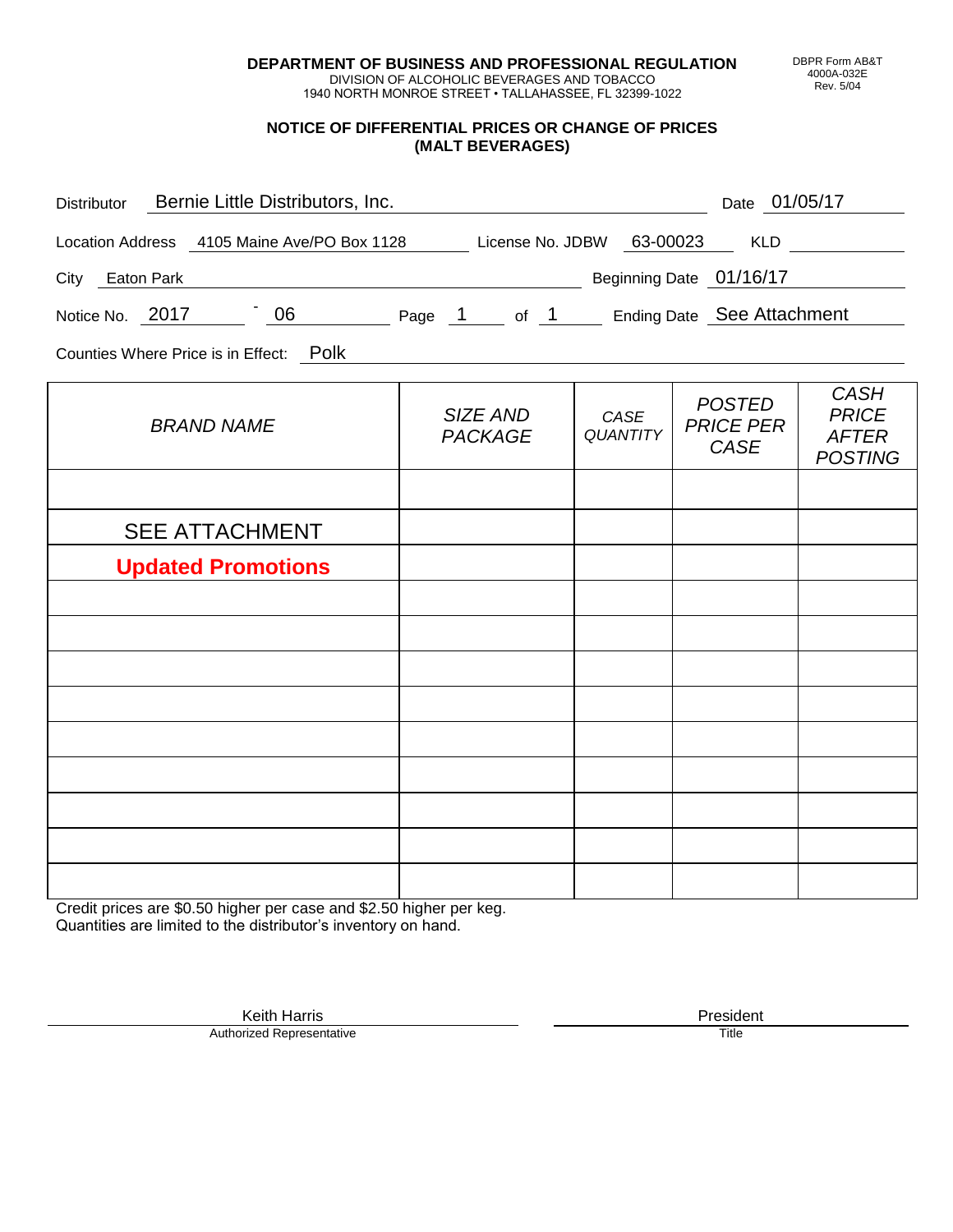**DEPARTMENT OF BUSINESS AND PROFESSIONAL REGULATION**
DIVISION OF ALCOHOLIC BEVERAGES AND TOBACCO
1940 NORTH MONROE STREET • TALLAHASSEE, FL 32399-1022

DBPR Form AB&T 4000A-032E Rev. 5/04

## NOTICE OF DIFFERENTIAL PRICES OR CHANGE OF PRICES (MALT BEVERAGES)

Distributor: Bernie Little Distributors, Inc.  Date: 01/05/17

Location Address: 4105 Maine Ave/PO Box 1128  License No. JDBW: 63-00023  KLD:

City: Eaton Park  Beginning Date: 01/16/17

Notice No. 2017 - 06  Page 1 of 1  Ending Date: See Attachment

Counties Where Price is in Effect: Polk

| BRAND NAME | SIZE AND PACKAGE | CASE QUANTITY | POSTED PRICE PER CASE | CASH PRICE AFTER POSTING |
|---|---|---|---|---|
| | | | | |
| SEE ATTACHMENT | | | | |
| **Updated Promotions** | | | | |
| | | | | |
| | | | | |
| | | | | |
| | | | | |
| | | | | |
| | | | | |
| | | | | |
| | | | | |
| | | | | |

Credit prices are $0.50 higher per case and $2.50 higher per keg.
Quantities are limited to the distributor's inventory on hand.

Keith Harris
Authorized Representative

President
Title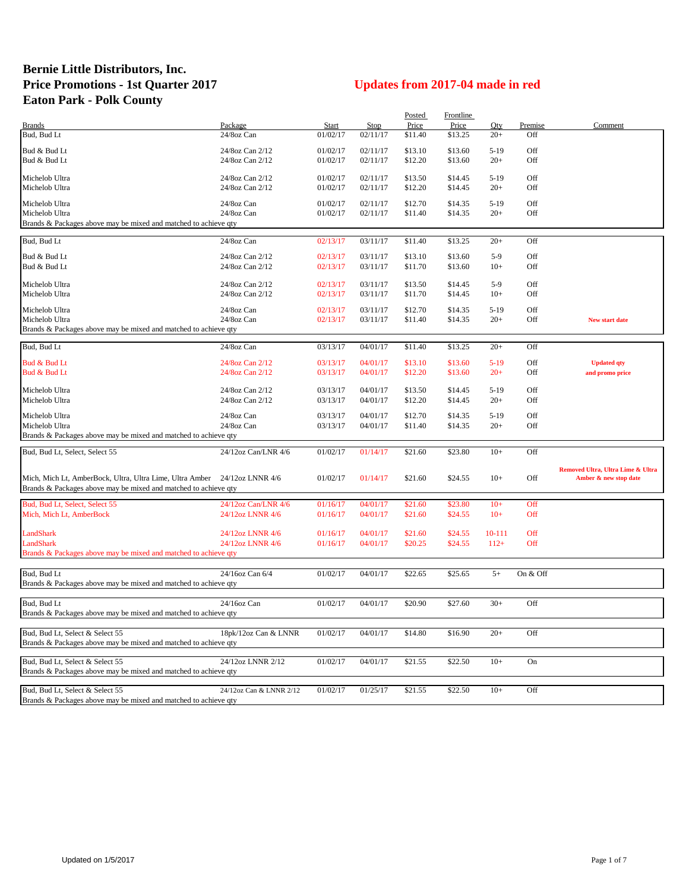# Bernie Little Distributors, Inc.
# Price Promotions - 1st Quarter 2017
# Eaton Park - Polk County

## Updates from 2017-04 made in red

| Brands | Package | Start | Stop | Posted Price | Frontline Price | Qty | Premise | Comment |
|---|---|---|---|---|---|---|---|---|
| Bud, Bud Lt | 24/8oz Can | 01/02/17 | 02/11/17 | $11.40 | $13.25 | 20+ | Off | |
| Bud & Bud Lt | 24/8oz Can 2/12 | 01/02/17 | 02/11/17 | $13.10 | $13.60 | 5-19 | Off | |
| Bud & Bud Lt | 24/8oz Can 2/12 | 01/02/17 | 02/11/17 | $12.20 | $13.60 | 20+ | Off | |
| Michelob Ultra | 24/8oz Can 2/12 | 01/02/17 | 02/11/17 | $13.50 | $14.45 | 5-19 | Off | |
| Michelob Ultra | 24/8oz Can 2/12 | 01/02/17 | 02/11/17 | $12.20 | $14.45 | 20+ | Off | |
| Michelob Ultra | 24/8oz Can | 01/02/17 | 02/11/17 | $12.70 | $14.35 | 5-19 | Off | |
| Michelob Ultra | 24/8oz Can | 01/02/17 | 02/11/17 | $11.40 | $14.35 | 20+ | Off | |
| Brands & Packages above may be mixed and matched to achieve qty | | | | | | | | |
| Bud, Bud Lt | 24/8oz Can | 02/13/17 | 03/11/17 | $11.40 | $13.25 | 20+ | Off | |
| Bud & Bud Lt | 24/8oz Can 2/12 | 02/13/17 | 03/11/17 | $13.10 | $13.60 | 5-9 | Off | |
| Bud & Bud Lt | 24/8oz Can 2/12 | 02/13/17 | 03/11/17 | $11.70 | $13.60 | 10+ | Off | |
| Michelob Ultra | 24/8oz Can 2/12 | 02/13/17 | 03/11/17 | $13.50 | $14.45 | 5-9 | Off | |
| Michelob Ultra | 24/8oz Can 2/12 | 02/13/17 | 03/11/17 | $11.70 | $14.45 | 10+ | Off | |
| Michelob Ultra | 24/8oz Can | 02/13/17 | 03/11/17 | $12.70 | $14.35 | 5-19 | Off | |
| Michelob Ultra | 24/8oz Can | 02/13/17 | 03/11/17 | $11.40 | $14.35 | 20+ | Off | New start date |
| Brands & Packages above may be mixed and matched to achieve qty | | | | | | | | |
| Bud, Bud Lt | 24/8oz Can | 03/13/17 | 04/01/17 | $11.40 | $13.25 | 20+ | Off | |
| Bud & Bud Lt | 24/8oz Can 2/12 | 03/13/17 | 04/01/17 | $13.10 | $13.60 | 5-19 | Off | Updated qty |
| Bud & Bud Lt | 24/8oz Can 2/12 | 03/13/17 | 04/01/17 | $12.20 | $13.60 | 20+ | Off | and promo price |
| Michelob Ultra | 24/8oz Can 2/12 | 03/13/17 | 04/01/17 | $13.50 | $14.45 | 5-19 | Off | |
| Michelob Ultra | 24/8oz Can 2/12 | 03/13/17 | 04/01/17 | $12.20 | $14.45 | 20+ | Off | |
| Michelob Ultra | 24/8oz Can | 03/13/17 | 04/01/17 | $12.70 | $14.35 | 5-19 | Off | |
| Michelob Ultra | 24/8oz Can | 03/13/17 | 04/01/17 | $11.40 | $14.35 | 20+ | Off | |
| Brands & Packages above may be mixed and matched to achieve qty | | | | | | | | |
| Bud, Bud Lt, Select, Select 55 | 24/12oz Can/LNR 4/6 | 01/02/17 | 01/14/17 | $21.60 | $23.80 | 10+ | Off | |
| Mich, Mich Lt, AmberBock, Ultra, Ultra Lime, Ultra Amber | 24/12oz LNNR 4/6 | 01/02/17 | 01/14/17 | $21.60 | $24.55 | 10+ | Off | Removed Ultra, Ultra Lime & Ultra Amber & new stop date |
| Brands & Packages above may be mixed and matched to achieve qty | | | | | | | | |
| Bud, Bud Lt, Select, Select 55 | 24/12oz Can/LNR 4/6 | 01/16/17 | 04/01/17 | $21.60 | $23.80 | 10+ | Off | |
| Mich, Mich Lt, AmberBock | 24/12oz LNNR 4/6 | 01/16/17 | 04/01/17 | $21.60 | $24.55 | 10+ | Off | |
| LandShark | 24/12oz LNNR 4/6 | 01/16/17 | 04/01/17 | $21.60 | $24.55 | 10-111 | Off | |
| LandShark | 24/12oz LNNR 4/6 | 01/16/17 | 04/01/17 | $20.25 | $24.55 | 112+ | Off | |
| Brands & Packages above may be mixed and matched to achieve qty | | | | | | | | |
| Bud, Bud Lt | 24/16oz Can 6/4 | 01/02/17 | 04/01/17 | $22.65 | $25.65 | 5+ | On & Off | |
| Brands & Packages above may be mixed and matched to achieve qty | | | | | | | | |
| Bud, Bud Lt | 24/16oz Can | 01/02/17 | 04/01/17 | $20.90 | $27.60 | 30+ | Off | |
| Brands & Packages above may be mixed and matched to achieve qty | | | | | | | | |
| Bud, Bud Lt, Select & Select 55 | 18pk/12oz Can & LNNR | 01/02/17 | 04/01/17 | $14.80 | $16.90 | 20+ | Off | |
| Brands & Packages above may be mixed and matched to achieve qty | | | | | | | | |
| Bud, Bud Lt, Select & Select 55 | 24/12oz LNNR 2/12 | 01/02/17 | 04/01/17 | $21.55 | $22.50 | 10+ | On | |
| Brands & Packages above may be mixed and matched to achieve qty | | | | | | | | |
| Bud, Bud Lt, Select & Select 55 | 24/12oz Can & LNNR 2/12 | 01/02/17 | 01/25/17 | $21.55 | $22.50 | 10+ | Off | |
| Brands & Packages above may be mixed and matched to achieve qty | | | | | | | | |

Updated on 1/5/2017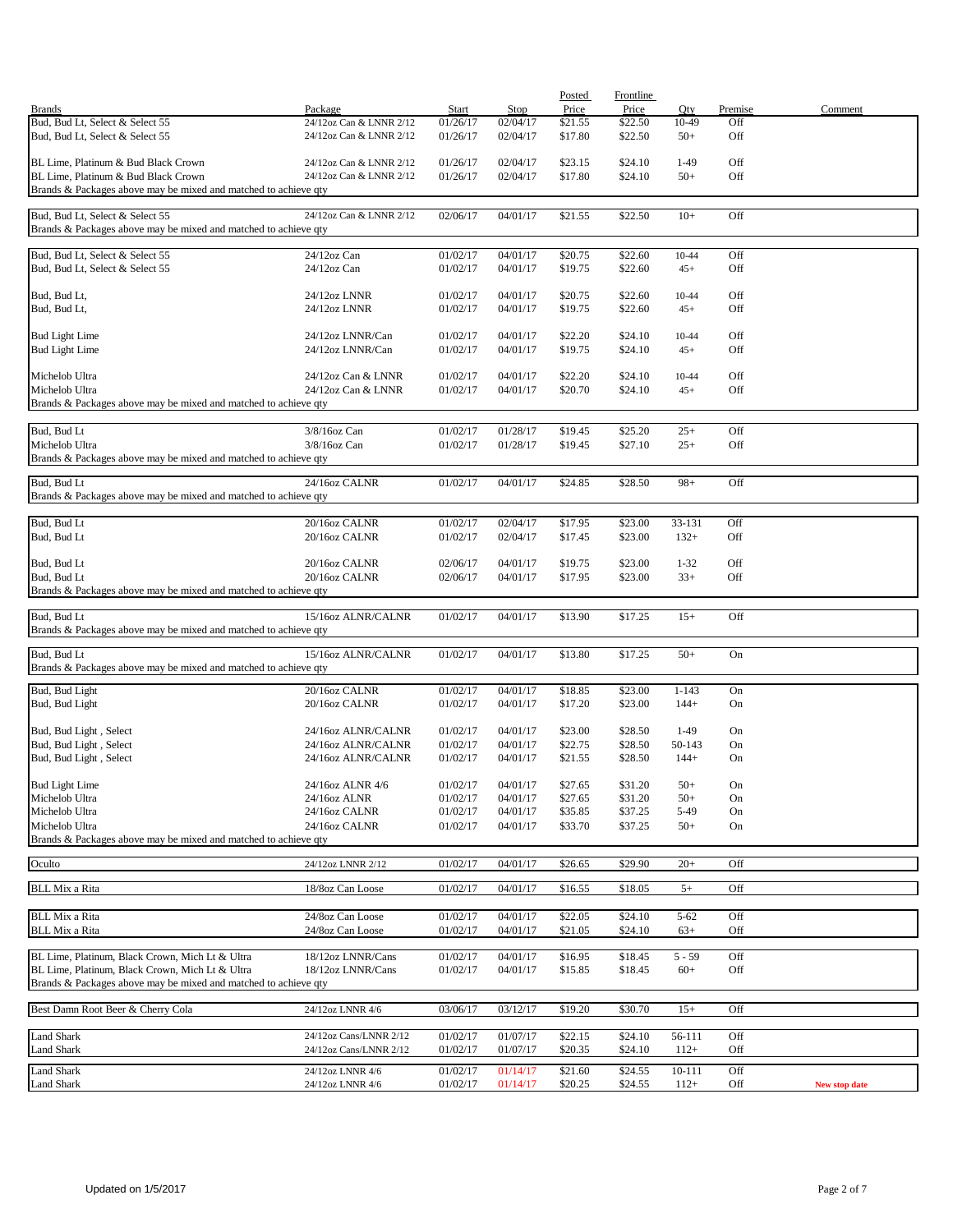| Brands | Package | Start | Stop | Posted Price | Frontline Price | Qty | Premise | Comment |
|---|---|---|---|---|---|---|---|---|
| Bud, Bud Lt, Select & Select 55 | 24/12oz Can & LNNR 2/12 | 01/26/17 | 02/04/17 | $21.55 | $22.50 | 10-49 | Off | |
| Bud, Bud Lt, Select & Select 55 | 24/12oz Can & LNNR 2/12 | 01/26/17 | 02/04/17 | $17.80 | $22.50 | 50+ | Off | |
| BL Lime, Platinum & Bud Black Crown | 24/12oz Can & LNNR 2/12 | 01/26/17 | 02/04/17 | $23.15 | $24.10 | 1-49 | Off | |
| BL Lime, Platinum & Bud Black Crown | 24/12oz Can & LNNR 2/12 | 01/26/17 | 02/04/17 | $17.80 | $24.10 | 50+ | Off | |
| Brands & Packages above may be mixed and matched to achieve qty | | | | | | | | |
| Bud, Bud Lt, Select & Select 55 | 24/12oz Can & LNNR 2/12 | 02/06/17 | 04/01/17 | $21.55 | $22.50 | 10+ | Off | |
| Brands & Packages above may be mixed and matched to achieve qty | | | | | | | | |
| Bud, Bud Lt, Select & Select 55 | 24/12oz Can | 01/02/17 | 04/01/17 | $20.75 | $22.60 | 10-44 | Off | |
| Bud, Bud Lt, Select & Select 55 | 24/12oz Can | 01/02/17 | 04/01/17 | $19.75 | $22.60 | 45+ | Off | |
| Bud, Bud Lt, | 24/12oz LNNR | 01/02/17 | 04/01/17 | $20.75 | $22.60 | 10-44 | Off | |
| Bud, Bud Lt, | 24/12oz LNNR | 01/02/17 | 04/01/17 | $19.75 | $22.60 | 45+ | Off | |
| Bud Light Lime | 24/12oz LNNR/Can | 01/02/17 | 04/01/17 | $22.20 | $24.10 | 10-44 | Off | |
| Bud Light Lime | 24/12oz LNNR/Can | 01/02/17 | 04/01/17 | $19.75 | $24.10 | 45+ | Off | |
| Michelob Ultra | 24/12oz Can & LNNR | 01/02/17 | 04/01/17 | $22.20 | $24.10 | 10-44 | Off | |
| Michelob Ultra | 24/12oz Can & LNNR | 01/02/17 | 04/01/17 | $20.70 | $24.10 | 45+ | Off | |
| Brands & Packages above may be mixed and matched to achieve qty | | | | | | | | |
| Bud, Bud Lt | 3/8/16oz Can | 01/02/17 | 01/28/17 | $19.45 | $25.20 | 25+ | Off | |
| Michelob Ultra | 3/8/16oz Can | 01/02/17 | 01/28/17 | $19.45 | $27.10 | 25+ | Off | |
| Brands & Packages above may be mixed and matched to achieve qty | | | | | | | | |
| Bud, Bud Lt | 24/16oz CALNR | 01/02/17 | 04/01/17 | $24.85 | $28.50 | 98+ | Off | |
| Brands & Packages above may be mixed and matched to achieve qty | | | | | | | | |
| Bud, Bud Lt | 20/16oz CALNR | 01/02/17 | 02/04/17 | $17.95 | $23.00 | 33-131 | Off | |
| Bud, Bud Lt | 20/16oz CALNR | 01/02/17 | 02/04/17 | $17.45 | $23.00 | 132+ | Off | |
| Bud, Bud Lt | 20/16oz CALNR | 02/06/17 | 04/01/17 | $19.75 | $23.00 | 1-32 | Off | |
| Bud, Bud Lt | 20/16oz CALNR | 02/06/17 | 04/01/17 | $17.95 | $23.00 | 33+ | Off | |
| Brands & Packages above may be mixed and matched to achieve qty | | | | | | | | |
| Bud, Bud Lt | 15/16oz ALNR/CALNR | 01/02/17 | 04/01/17 | $13.90 | $17.25 | 15+ | Off | |
| Brands & Packages above may be mixed and matched to achieve qty | | | | | | | | |
| Bud, Bud Lt | 15/16oz ALNR/CALNR | 01/02/17 | 04/01/17 | $13.80 | $17.25 | 50+ | On | |
| Brands & Packages above may be mixed and matched to achieve qty | | | | | | | | |
| Bud, Bud Light | 20/16oz CALNR | 01/02/17 | 04/01/17 | $18.85 | $23.00 | 1-143 | On | |
| Bud, Bud Light | 20/16oz CALNR | 01/02/17 | 04/01/17 | $17.20 | $23.00 | 144+ | On | |
| Bud, Bud Light , Select | 24/16oz ALNR/CALNR | 01/02/17 | 04/01/17 | $23.00 | $28.50 | 1-49 | On | |
| Bud, Bud Light , Select | 24/16oz ALNR/CALNR | 01/02/17 | 04/01/17 | $22.75 | $28.50 | 50-143 | On | |
| Bud, Bud Light , Select | 24/16oz ALNR/CALNR | 01/02/17 | 04/01/17 | $21.55 | $28.50 | 144+ | On | |
| Bud Light Lime | 24/16oz ALNR 4/6 | 01/02/17 | 04/01/17 | $27.65 | $31.20 | 50+ | On | |
| Michelob Ultra | 24/16oz ALNR | 01/02/17 | 04/01/17 | $27.65 | $31.20 | 50+ | On | |
| Michelob Ultra | 24/16oz CALNR | 01/02/17 | 04/01/17 | $35.85 | $37.25 | 5-49 | On | |
| Michelob Ultra | 24/16oz CALNR | 01/02/17 | 04/01/17 | $33.70 | $37.25 | 50+ | On | |
| Brands & Packages above may be mixed and matched to achieve qty | | | | | | | | |
| Oculto | 24/12oz LNNR 2/12 | 01/02/17 | 04/01/17 | $26.65 | $29.90 | 20+ | Off | |
| BLL Mix a Rita | 18/8oz Can Loose | 01/02/17 | 04/01/17 | $16.55 | $18.05 | 5+ | Off | |
| BLL Mix a Rita | 24/8oz Can Loose | 01/02/17 | 04/01/17 | $22.05 | $24.10 | 5-62 | Off | |
| BLL Mix a Rita | 24/8oz Can Loose | 01/02/17 | 04/01/17 | $21.05 | $24.10 | 63+ | Off | |
| BL Lime, Platinum, Black Crown, Mich Lt & Ultra | 18/12oz LNNR/Cans | 01/02/17 | 04/01/17 | $16.95 | $18.45 | 5 - 59 | Off | |
| BL Lime, Platinum, Black Crown, Mich Lt & Ultra | 18/12oz LNNR/Cans | 01/02/17 | 04/01/17 | $15.85 | $18.45 | 60+ | Off | |
| Brands & Packages above may be mixed and matched to achieve qty | | | | | | | | |
| Best Damn Root Beer & Cherry Cola | 24/12oz LNNR 4/6 | 03/06/17 | 03/12/17 | $19.20 | $30.70 | 15+ | Off | |
| Land Shark | 24/12oz Cans/LNNR 2/12 | 01/02/17 | 01/07/17 | $22.15 | $24.10 | 56-111 | Off | |
| Land Shark | 24/12oz Cans/LNNR 2/12 | 01/02/17 | 01/07/17 | $20.35 | $24.10 | 112+ | Off | |
| Land Shark | 24/12oz LNNR 4/6 | 01/02/17 | 01/14/17 | $21.60 | $24.55 | 10-111 | Off | |
| Land Shark | 24/12oz LNNR 4/6 | 01/02/17 | 01/14/17 | $20.25 | $24.55 | 112+ | Off | **New stop date** |

Updated on 1/5/2017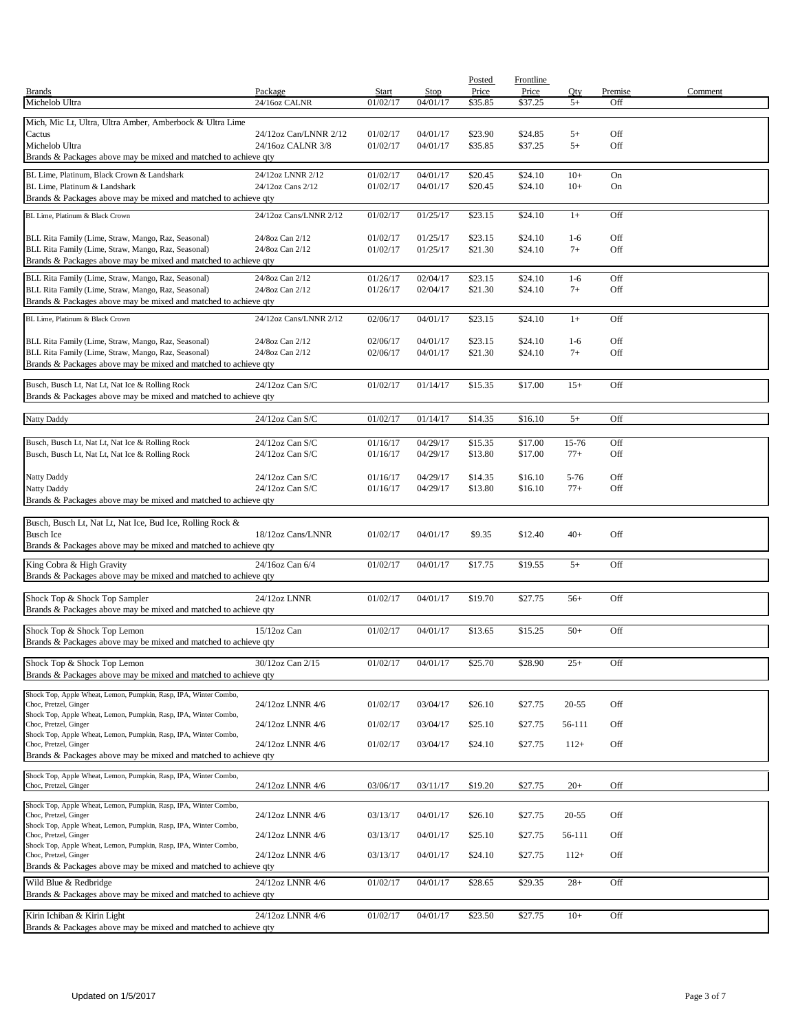| Brands | Package | Start | Stop | Posted Price | Frontline Price | Qty | Premise | Comment |
|---|---|---|---|---|---|---|---|---|
| Michelob Ultra | 24/16oz CALNR | 01/02/17 | 04/01/17 | $35.85 | $37.25 | 5+ | Off | |
| Mich, Mic Lt, Ultra, Ultra Amber, Amberbock & Ultra Lime | | | | | | | | |
| Cactus | 24/12oz Can/LNNR 2/12 | 01/02/17 | 04/01/17 | $23.90 | $24.85 | 5+ | Off | |
| Michelob Ultra | 24/16oz CALNR 3/8 | 01/02/17 | 04/01/17 | $35.85 | $37.25 | 5+ | Off | |
| Brands & Packages above may be mixed and matched to achieve qty | | | | | | | | |
| BL Lime, Platinum, Black Crown & Landshark | 24/12oz LNNR 2/12 | 01/02/17 | 04/01/17 | $20.45 | $24.10 | 10+ | On | |
| BL Lime, Platinum & Landshark | 24/12oz Cans 2/12 | 01/02/17 | 04/01/17 | $20.45 | $24.10 | 10+ | On | |
| Brands & Packages above may be mixed and matched to achieve qty | | | | | | | | |
| BL Lime, Platinum & Black Crown | 24/12oz Cans/LNNR 2/12 | 01/02/17 | 01/25/17 | $23.15 | $24.10 | 1+ | Off | |
| BLL Rita Family (Lime, Straw, Mango, Raz, Seasonal) | 24/8oz Can 2/12 | 01/02/17 | 01/25/17 | $23.15 | $24.10 | 1-6 | Off | |
| BLL Rita Family (Lime, Straw, Mango, Raz, Seasonal) | 24/8oz Can 2/12 | 01/02/17 | 01/25/17 | $21.30 | $24.10 | 7+ | Off | |
| Brands & Packages above may be mixed and matched to achieve qty | | | | | | | | |
| BLL Rita Family (Lime, Straw, Mango, Raz, Seasonal) | 24/8oz Can 2/12 | 01/26/17 | 02/04/17 | $23.15 | $24.10 | 1-6 | Off | |
| BLL Rita Family (Lime, Straw, Mango, Raz, Seasonal) | 24/8oz Can 2/12 | 01/26/17 | 02/04/17 | $21.30 | $24.10 | 7+ | Off | |
| Brands & Packages above may be mixed and matched to achieve qty | | | | | | | | |
| BL Lime, Platinum & Black Crown | 24/12oz Cans/LNNR 2/12 | 02/06/17 | 04/01/17 | $23.15 | $24.10 | 1+ | Off | |
| BLL Rita Family (Lime, Straw, Mango, Raz, Seasonal) | 24/8oz Can 2/12 | 02/06/17 | 04/01/17 | $23.15 | $24.10 | 1-6 | Off | |
| BLL Rita Family (Lime, Straw, Mango, Raz, Seasonal) | 24/8oz Can 2/12 | 02/06/17 | 04/01/17 | $21.30 | $24.10 | 7+ | Off | |
| Brands & Packages above may be mixed and matched to achieve qty | | | | | | | | |
| Busch, Busch Lt, Nat Lt, Nat Ice & Rolling Rock | 24/12oz Can S/C | 01/02/17 | 01/14/17 | $15.35 | $17.00 | 15+ | Off | |
| Brands & Packages above may be mixed and matched to achieve qty | | | | | | | | |
| Natty Daddy | 24/12oz Can S/C | 01/02/17 | 01/14/17 | $14.35 | $16.10 | 5+ | Off | |
| Busch, Busch Lt, Nat Lt, Nat Ice & Rolling Rock | 24/12oz Can S/C | 01/16/17 | 04/29/17 | $15.35 | $17.00 | 15-76 | Off | |
| Busch, Busch Lt, Nat Lt, Nat Ice & Rolling Rock | 24/12oz Can S/C | 01/16/17 | 04/29/17 | $13.80 | $17.00 | 77+ | Off | |
| Natty Daddy | 24/12oz Can S/C | 01/16/17 | 04/29/17 | $14.35 | $16.10 | 5-76 | Off | |
| Natty Daddy | 24/12oz Can S/C | 01/16/17 | 04/29/17 | $13.80 | $16.10 | 77+ | Off | |
| Brands & Packages above may be mixed and matched to achieve qty | | | | | | | | |
| Busch, Busch Lt, Nat Lt, Nat Ice, Bud Ice, Rolling Rock & Busch Ice | 18/12oz Cans/LNNR | 01/02/17 | 04/01/17 | $9.35 | $12.40 | 40+ | Off | |
| Brands & Packages above may be mixed and matched to achieve qty | | | | | | | | |
| King Cobra & High Gravity | 24/16oz Can 6/4 | 01/02/17 | 04/01/17 | $17.75 | $19.55 | 5+ | Off | |
| Brands & Packages above may be mixed and matched to achieve qty | | | | | | | | |
| Shock Top & Shock Top Sampler | 24/12oz LNNR | 01/02/17 | 04/01/17 | $19.70 | $27.75 | 56+ | Off | |
| Brands & Packages above may be mixed and matched to achieve qty | | | | | | | | |
| Shock Top & Shock Top Lemon | 15/12oz Can | 01/02/17 | 04/01/17 | $13.65 | $15.25 | 50+ | Off | |
| Brands & Packages above may be mixed and matched to achieve qty | | | | | | | | |
| Shock Top & Shock Top Lemon | 30/12oz Can 2/15 | 01/02/17 | 04/01/17 | $25.70 | $28.90 | 25+ | Off | |
| Brands & Packages above may be mixed and matched to achieve qty | | | | | | | | |
| Shock Top, Apple Wheat, Lemon, Pumpkin, Rasp, IPA, Winter Combo, Choc, Pretzel, Ginger | 24/12oz LNNR 4/6 | 01/02/17 | 03/04/17 | $26.10 | $27.75 | 20-55 | Off | |
| Shock Top, Apple Wheat, Lemon, Pumpkin, Rasp, IPA, Winter Combo, Choc, Pretzel, Ginger | 24/12oz LNNR 4/6 | 01/02/17 | 03/04/17 | $25.10 | $27.75 | 56-111 | Off | |
| Shock Top, Apple Wheat, Lemon, Pumpkin, Rasp, IPA, Winter Combo, Choc, Pretzel, Ginger | 24/12oz LNNR 4/6 | 01/02/17 | 03/04/17 | $24.10 | $27.75 | 112+ | Off | |
| Brands & Packages above may be mixed and matched to achieve qty | | | | | | | | |
| Shock Top, Apple Wheat, Lemon, Pumpkin, Rasp, IPA, Winter Combo, Choc, Pretzel, Ginger | 24/12oz LNNR 4/6 | 03/06/17 | 03/11/17 | $19.20 | $27.75 | 20+ | Off | |
| Shock Top, Apple Wheat, Lemon, Pumpkin, Rasp, IPA, Winter Combo, Choc, Pretzel, Ginger | 24/12oz LNNR 4/6 | 03/13/17 | 04/01/17 | $26.10 | $27.75 | 20-55 | Off | |
| Shock Top, Apple Wheat, Lemon, Pumpkin, Rasp, IPA, Winter Combo, Choc, Pretzel, Ginger | 24/12oz LNNR 4/6 | 03/13/17 | 04/01/17 | $25.10 | $27.75 | 56-111 | Off | |
| Shock Top, Apple Wheat, Lemon, Pumpkin, Rasp, IPA, Winter Combo, Choc, Pretzel, Ginger | 24/12oz LNNR 4/6 | 03/13/17 | 04/01/17 | $24.10 | $27.75 | 112+ | Off | |
| Brands & Packages above may be mixed and matched to achieve qty | | | | | | | | |
| Wild Blue & Redbridge | 24/12oz LNNR 4/6 | 01/02/17 | 04/01/17 | $28.65 | $29.35 | 28+ | Off | |
| Brands & Packages above may be mixed and matched to achieve qty | | | | | | | | |
| Kirin Ichiban & Kirin Light | 24/12oz LNNR 4/6 | 01/02/17 | 04/01/17 | $23.50 | $27.75 | 10+ | Off | |
| Brands & Packages above may be mixed and matched to achieve qty | | | | | | | | |

Updated on 1/5/2017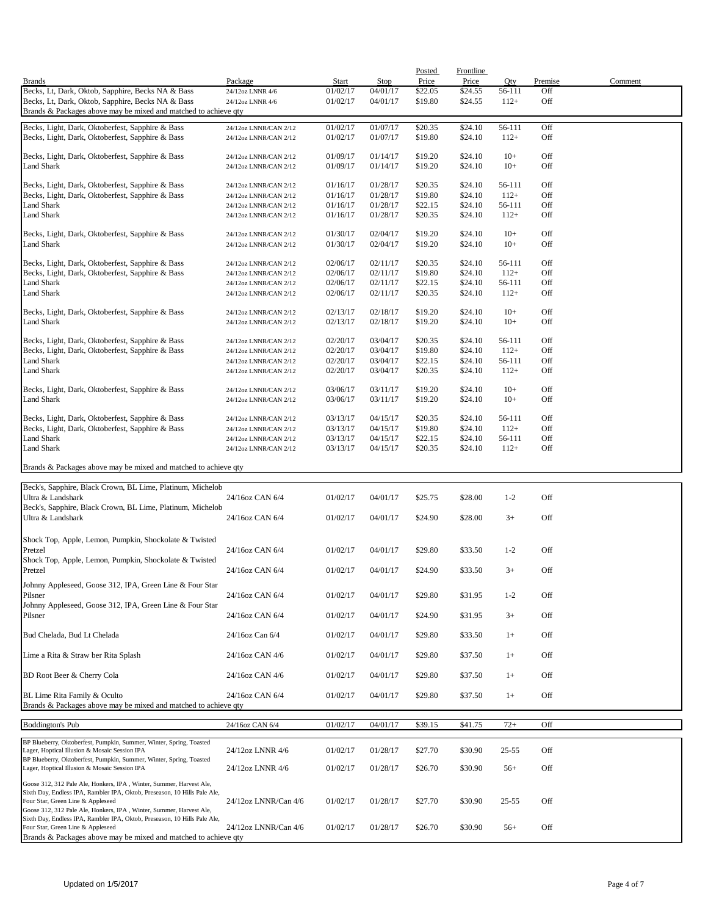| Brands | Package | Start | Stop | Posted Price | Frontline Price | Qty | Premise | Comment |
|---|---|---|---|---|---|---|---|---|
| Becks, Lt, Dark, Oktob, Sapphire, Becks NA & Bass | 24/12oz LNNR 4/6 | 01/02/17 | 04/01/17 | $22.05 | $24.55 | 56-111 | Off | |
| Becks, Lt, Dark, Oktob, Sapphire, Becks NA & Bass | 24/12oz LNNR 4/6 | 01/02/17 | 04/01/17 | $19.80 | $24.55 | 112+ | Off | |
| Brands & Packages above may be mixed and matched to achieve qty | | | | | | | | |
| Becks, Light, Dark, Oktoberfest, Sapphire & Bass | 24/12oz LNNR/CAN 2/12 | 01/02/17 | 01/07/17 | $20.35 | $24.10 | 56-111 | Off | |
| Becks, Light, Dark, Oktoberfest, Sapphire & Bass | 24/12oz LNNR/CAN 2/12 | 01/02/17 | 01/07/17 | $19.80 | $24.10 | 112+ | Off | |
| Becks, Light, Dark, Oktoberfest, Sapphire & Bass | 24/12oz LNNR/CAN 2/12 | 01/09/17 | 01/14/17 | $19.20 | $24.10 | 10+ | Off | |
| Land Shark | 24/12oz LNNR/CAN 2/12 | 01/09/17 | 01/14/17 | $19.20 | $24.10 | 10+ | Off | |
| Becks, Light, Dark, Oktoberfest, Sapphire & Bass | 24/12oz LNNR/CAN 2/12 | 01/16/17 | 01/28/17 | $20.35 | $24.10 | 56-111 | Off | |
| Becks, Light, Dark, Oktoberfest, Sapphire & Bass | 24/12oz LNNR/CAN 2/12 | 01/16/17 | 01/28/17 | $19.80 | $24.10 | 112+ | Off | |
| Land Shark | 24/12oz LNNR/CAN 2/12 | 01/16/17 | 01/28/17 | $22.15 | $24.10 | 56-111 | Off | |
| Land Shark | 24/12oz LNNR/CAN 2/12 | 01/16/17 | 01/28/17 | $20.35 | $24.10 | 112+ | Off | |
| Becks, Light, Dark, Oktoberfest, Sapphire & Bass | 24/12oz LNNR/CAN 2/12 | 01/30/17 | 02/04/17 | $19.20 | $24.10 | 10+ | Off | |
| Land Shark | 24/12oz LNNR/CAN 2/12 | 01/30/17 | 02/04/17 | $19.20 | $24.10 | 10+ | Off | |
| Becks, Light, Dark, Oktoberfest, Sapphire & Bass | 24/12oz LNNR/CAN 2/12 | 02/06/17 | 02/11/17 | $20.35 | $24.10 | 56-111 | Off | |
| Becks, Light, Dark, Oktoberfest, Sapphire & Bass | 24/12oz LNNR/CAN 2/12 | 02/06/17 | 02/11/17 | $19.80 | $24.10 | 112+ | Off | |
| Land Shark | 24/12oz LNNR/CAN 2/12 | 02/06/17 | 02/11/17 | $22.15 | $24.10 | 56-111 | Off | |
| Land Shark | 24/12oz LNNR/CAN 2/12 | 02/06/17 | 02/11/17 | $20.35 | $24.10 | 112+ | Off | |
| Becks, Light, Dark, Oktoberfest, Sapphire & Bass | 24/12oz LNNR/CAN 2/12 | 02/13/17 | 02/18/17 | $19.20 | $24.10 | 10+ | Off | |
| Land Shark | 24/12oz LNNR/CAN 2/12 | 02/13/17 | 02/18/17 | $19.20 | $24.10 | 10+ | Off | |
| Becks, Light, Dark, Oktoberfest, Sapphire & Bass | 24/12oz LNNR/CAN 2/12 | 02/20/17 | 03/04/17 | $20.35 | $24.10 | 56-111 | Off | |
| Becks, Light, Dark, Oktoberfest, Sapphire & Bass | 24/12oz LNNR/CAN 2/12 | 02/20/17 | 03/04/17 | $19.80 | $24.10 | 112+ | Off | |
| Land Shark | 24/12oz LNNR/CAN 2/12 | 02/20/17 | 03/04/17 | $22.15 | $24.10 | 56-111 | Off | |
| Land Shark | 24/12oz LNNR/CAN 2/12 | 02/20/17 | 03/04/17 | $20.35 | $24.10 | 112+ | Off | |
| Becks, Light, Dark, Oktoberfest, Sapphire & Bass | 24/12oz LNNR/CAN 2/12 | 03/06/17 | 03/11/17 | $19.20 | $24.10 | 10+ | Off | |
| Land Shark | 24/12oz LNNR/CAN 2/12 | 03/06/17 | 03/11/17 | $19.20 | $24.10 | 10+ | Off | |
| Becks, Light, Dark, Oktoberfest, Sapphire & Bass | 24/12oz LNNR/CAN 2/12 | 03/13/17 | 04/15/17 | $20.35 | $24.10 | 56-111 | Off | |
| Becks, Light, Dark, Oktoberfest, Sapphire & Bass | 24/12oz LNNR/CAN 2/12 | 03/13/17 | 04/15/17 | $19.80 | $24.10 | 112+ | Off | |
| Land Shark | 24/12oz LNNR/CAN 2/12 | 03/13/17 | 04/15/17 | $22.15 | $24.10 | 56-111 | Off | |
| Land Shark | 24/12oz LNNR/CAN 2/12 | 03/13/17 | 04/15/17 | $20.35 | $24.10 | 112+ | Off | |
| Brands & Packages above may be mixed and matched to achieve qty | | | | | | | | |
| Beck's, Sapphire, Black Crown, BL Lime, Platinum, Michelob Ultra & Landshark | 24/16oz CAN 6/4 | 01/02/17 | 04/01/17 | $25.75 | $28.00 | 1-2 | Off | |
| Beck's, Sapphire, Black Crown, BL Lime, Platinum, Michelob Ultra & Landshark | 24/16oz CAN 6/4 | 01/02/17 | 04/01/17 | $24.90 | $28.00 | 3+ | Off | |
| Shock Top, Apple, Lemon, Pumpkin, Shockolate & Twisted Pretzel | 24/16oz CAN 6/4 | 01/02/17 | 04/01/17 | $29.80 | $33.50 | 1-2 | Off | |
| Shock Top, Apple, Lemon, Pumpkin, Shockolate & Twisted Pretzel | 24/16oz CAN 6/4 | 01/02/17 | 04/01/17 | $24.90 | $33.50 | 3+ | Off | |
| Johnny Appleseed, Goose 312, IPA, Green Line & Four Star Pilsner | 24/16oz CAN 6/4 | 01/02/17 | 04/01/17 | $29.80 | $31.95 | 1-2 | Off | |
| Johnny Appleseed, Goose 312, IPA, Green Line & Four Star Pilsner | 24/16oz CAN 6/4 | 01/02/17 | 04/01/17 | $24.90 | $31.95 | 3+ | Off | |
| Bud Chelada, Bud Lt Chelada | 24/16oz Can 6/4 | 01/02/17 | 04/01/17 | $29.80 | $33.50 | 1+ | Off | |
| Lime a Rita & Straw ber Rita Splash | 24/16oz CAN 4/6 | 01/02/17 | 04/01/17 | $29.80 | $37.50 | 1+ | Off | |
| BD Root Beer & Cherry Cola | 24/16oz CAN 4/6 | 01/02/17 | 04/01/17 | $29.80 | $37.50 | 1+ | Off | |
| BL Lime Rita Family & Oculto | 24/16oz CAN 6/4 | 01/02/17 | 04/01/17 | $29.80 | $37.50 | 1+ | Off | |
| Brands & Packages above may be mixed and matched to achieve qty | | | | | | | | |
| Boddington's Pub | 24/16oz CAN 6/4 | 01/02/17 | 04/01/17 | $39.15 | $41.75 | 72+ | Off | |
| BP Blueberry, Oktoberfest, Pumpkin, Summer, Winter, Spring, Toasted Lager, Hoptical Illusion & Mosaic Session IPA | 24/12oz LNNR 4/6 | 01/02/17 | 01/28/17 | $27.70 | $30.90 | 25-55 | Off | |
| BP Blueberry, Oktoberfest, Pumpkin, Summer, Winter, Spring, Toasted Lager, Hoptical Illusion & Mosaic Session IPA | 24/12oz LNNR 4/6 | 01/02/17 | 01/28/17 | $26.70 | $30.90 | 56+ | Off | |
| Goose 312, 312 Pale Ale, Honkers, IPA , Winter, Summer, Harvest Ale, Sixth Day, Endless IPA, Rambler IPA, Oktob, Preseason, 10 Hills Pale Ale, Four Star, Green Line & Appleseed | 24/12oz LNNR/Can 4/6 | 01/02/17 | 01/28/17 | $27.70 | $30.90 | 25-55 | Off | |
| Goose 312, 312 Pale Ale, Honkers, IPA , Winter, Summer, Harvest Ale, Sixth Day, Endless IPA, Rambler IPA, Oktob, Preseason, 10 Hills Pale Ale, Four Star, Green Line & Appleseed | 24/12oz LNNR/Can 4/6 | 01/02/17 | 01/28/17 | $26.70 | $30.90 | 56+ | Off | |
| Brands & Packages above may be mixed and matched to achieve qty | | | | | | | | |

Updated on 1/5/2017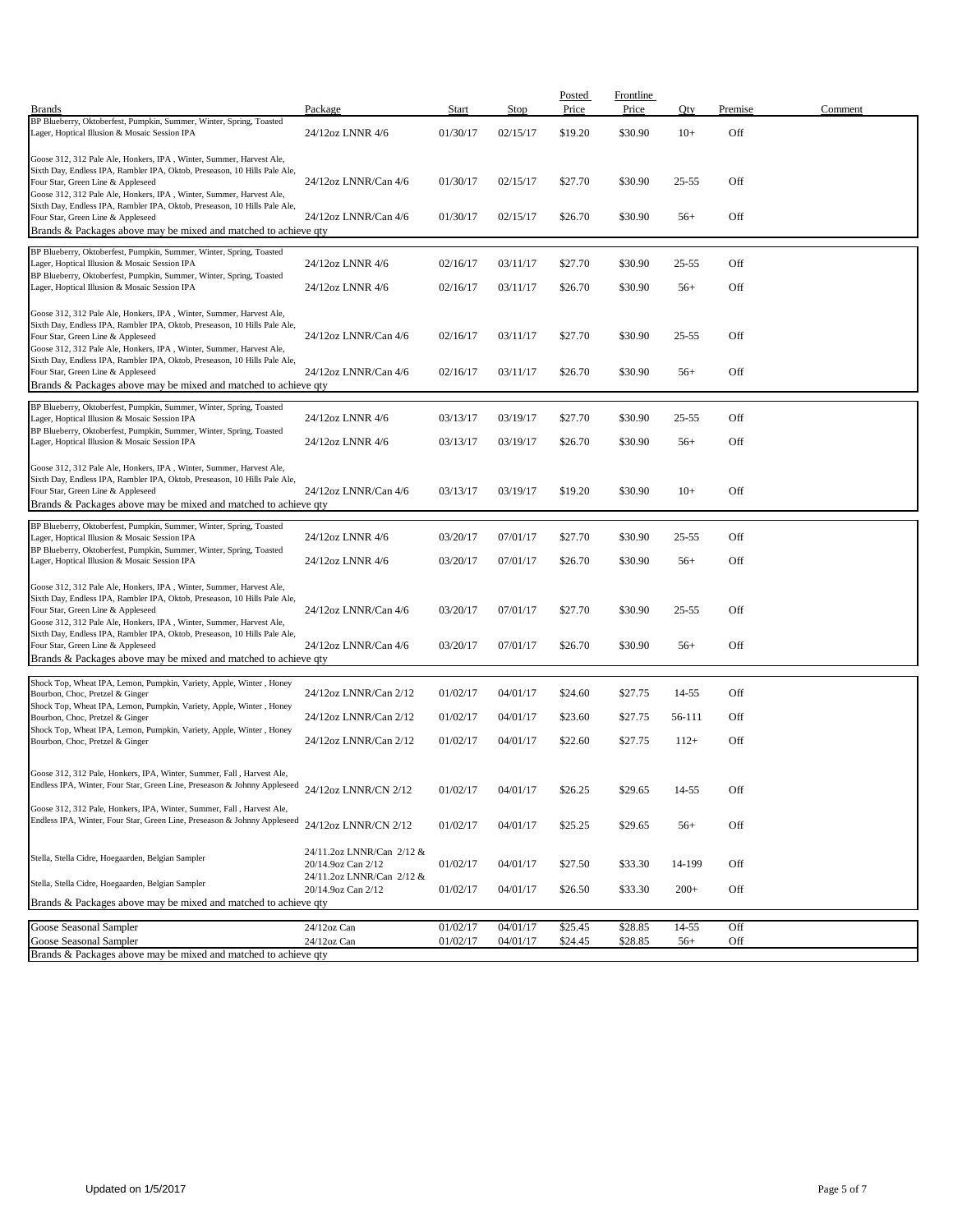| Brands | Package | Start | Stop | Posted Price | Frontline Price | Qty | Premise | Comment |
|---|---|---|---|---|---|---|---|---|
| BP Blueberry, Oktoberfest, Pumpkin, Summer, Winter, Spring, Toasted Lager, Hoptical Illusion & Mosaic Session IPA | 24/12oz LNNR 4/6 | 01/30/17 | 02/15/17 | $19.20 | $30.90 | 10+ | Off | |
| Goose 312, 312 Pale Ale, Honkers, IPA , Winter, Summer, Harvest Ale, Sixth Day, Endless IPA, Rambler IPA, Oktob, Preseason, 10 Hills Pale Ale, Four Star, Green Line & Appleseed | 24/12oz LNNR/Can 4/6 | 01/30/17 | 02/15/17 | $27.70 | $30.90 | 25-55 | Off | |
| Goose 312, 312 Pale Ale, Honkers, IPA , Winter, Summer, Harvest Ale, Sixth Day, Endless IPA, Rambler IPA, Oktob, Preseason, 10 Hills Pale Ale, Four Star, Green Line & Appleseed | 24/12oz LNNR/Can 4/6 | 01/30/17 | 02/15/17 | $26.70 | $30.90 | 56+ | Off | |
| Brands & Packages above may be mixed and matched to achieve qty | | | | | | | | |
| BP Blueberry, Oktoberfest, Pumpkin, Summer, Winter, Spring, Toasted Lager, Hoptical Illusion & Mosaic Session IPA | 24/12oz LNNR 4/6 | 02/16/17 | 03/11/17 | $27.70 | $30.90 | 25-55 | Off | |
| BP Blueberry, Oktoberfest, Pumpkin, Summer, Winter, Spring, Toasted Lager, Hoptical Illusion & Mosaic Session IPA | 24/12oz LNNR 4/6 | 02/16/17 | 03/11/17 | $26.70 | $30.90 | 56+ | Off | |
| Goose 312, 312 Pale Ale, Honkers, IPA , Winter, Summer, Harvest Ale, Sixth Day, Endless IPA, Rambler IPA, Oktob, Preseason, 10 Hills Pale Ale, Four Star, Green Line & Appleseed | 24/12oz LNNR/Can 4/6 | 02/16/17 | 03/11/17 | $27.70 | $30.90 | 25-55 | Off | |
| Goose 312, 312 Pale Ale, Honkers, IPA , Winter, Summer, Harvest Ale, Sixth Day, Endless IPA, Rambler IPA, Oktob, Preseason, 10 Hills Pale Ale, Four Star, Green Line & Appleseed | 24/12oz LNNR/Can 4/6 | 02/16/17 | 03/11/17 | $26.70 | $30.90 | 56+ | Off | |
| Brands & Packages above may be mixed and matched to achieve qty | | | | | | | | |
| BP Blueberry, Oktoberfest, Pumpkin, Summer, Winter, Spring, Toasted Lager, Hoptical Illusion & Mosaic Session IPA | 24/12oz LNNR 4/6 | 03/13/17 | 03/19/17 | $27.70 | $30.90 | 25-55 | Off | |
| BP Blueberry, Oktoberfest, Pumpkin, Summer, Winter, Spring, Toasted Lager, Hoptical Illusion & Mosaic Session IPA | 24/12oz LNNR 4/6 | 03/13/17 | 03/19/17 | $26.70 | $30.90 | 56+ | Off | |
| Goose 312, 312 Pale Ale, Honkers, IPA , Winter, Summer, Harvest Ale, Sixth Day, Endless IPA, Rambler IPA, Oktob, Preseason, 10 Hills Pale Ale, Four Star, Green Line & Appleseed | 24/12oz LNNR/Can 4/6 | 03/13/17 | 03/19/17 | $19.20 | $30.90 | 10+ | Off | |
| Brands & Packages above may be mixed and matched to achieve qty | | | | | | | | |
| BP Blueberry, Oktoberfest, Pumpkin, Summer, Winter, Spring, Toasted Lager, Hoptical Illusion & Mosaic Session IPA | 24/12oz LNNR 4/6 | 03/20/17 | 07/01/17 | $27.70 | $30.90 | 25-55 | Off | |
| BP Blueberry, Oktoberfest, Pumpkin, Summer, Winter, Spring, Toasted Lager, Hoptical Illusion & Mosaic Session IPA | 24/12oz LNNR 4/6 | 03/20/17 | 07/01/17 | $26.70 | $30.90 | 56+ | Off | |
| Goose 312, 312 Pale Ale, Honkers, IPA , Winter, Summer, Harvest Ale, Sixth Day, Endless IPA, Rambler IPA, Oktob, Preseason, 10 Hills Pale Ale, Four Star, Green Line & Appleseed | 24/12oz LNNR/Can 4/6 | 03/20/17 | 07/01/17 | $27.70 | $30.90 | 25-55 | Off | |
| Goose 312, 312 Pale Ale, Honkers, IPA , Winter, Summer, Harvest Ale, Sixth Day, Endless IPA, Rambler IPA, Oktob, Preseason, 10 Hills Pale Ale, Four Star, Green Line & Appleseed | 24/12oz LNNR/Can 4/6 | 03/20/17 | 07/01/17 | $26.70 | $30.90 | 56+ | Off | |
| Brands & Packages above may be mixed and matched to achieve qty | | | | | | | | |
| Shock Top, Wheat IPA, Lemon, Pumpkin, Variety, Apple, Winter , Honey Bourbon, Choc, Pretzel & Ginger | 24/12oz LNNR/Can 2/12 | 01/02/17 | 04/01/17 | $24.60 | $27.75 | 14-55 | Off | |
| Shock Top, Wheat IPA, Lemon, Pumpkin, Variety, Apple, Winter , Honey Bourbon, Choc, Pretzel & Ginger | 24/12oz LNNR/Can 2/12 | 01/02/17 | 04/01/17 | $23.60 | $27.75 | 56-111 | Off | |
| Shock Top, Wheat IPA, Lemon, Pumpkin, Variety, Apple, Winter , Honey Bourbon, Choc, Pretzel & Ginger | 24/12oz LNNR/Can 2/12 | 01/02/17 | 04/01/17 | $22.60 | $27.75 | 112+ | Off | |
| Goose 312, 312 Pale, Honkers, IPA, Winter, Summer, Fall , Harvest Ale, Endless IPA, Winter, Four Star, Green Line, Preseason & Johnny Appleseed | 24/12oz LNNR/CN 2/12 | 01/02/17 | 04/01/17 | $26.25 | $29.65 | 14-55 | Off | |
| Goose 312, 312 Pale, Honkers, IPA, Winter, Summer, Fall , Harvest Ale, Endless IPA, Winter, Four Star, Green Line, Preseason & Johnny Appleseed | 24/12oz LNNR/CN 2/12 | 01/02/17 | 04/01/17 | $25.25 | $29.65 | 56+ | Off | |
| Stella, Stella Cidre, Hoegaarden, Belgian Sampler | 24/11.2oz LNNR/Can 2/12 & 20/14.9oz Can 2/12 | 01/02/17 | 04/01/17 | $27.50 | $33.30 | 14-199 | Off | |
| Stella, Stella Cidre, Hoegaarden, Belgian Sampler | 24/11.2oz LNNR/Can 2/12 & 20/14.9oz Can 2/12 | 01/02/17 | 04/01/17 | $26.50 | $33.30 | 200+ | Off | |
| Brands & Packages above may be mixed and matched to achieve qty | | | | | | | | |
| Goose Seasonal Sampler | 24/12oz Can | 01/02/17 | 04/01/17 | $25.45 | $28.85 | 14-55 | Off | |
| Goose Seasonal Sampler | 24/12oz Can | 01/02/17 | 04/01/17 | $24.45 | $28.85 | 56+ | Off | |
| Brands & Packages above may be mixed and matched to achieve qty | | | | | | | | |

Updated on 1/5/2017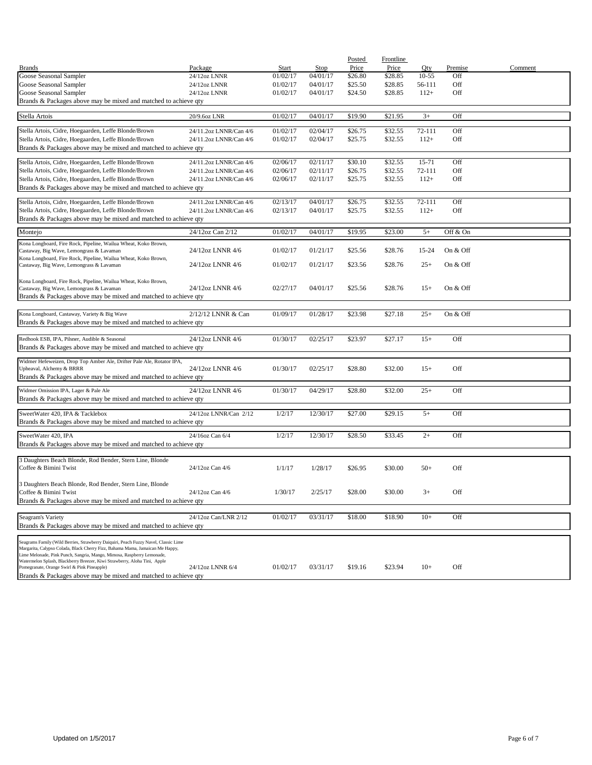| Brands | Package | Start | Stop | Posted Price | Frontline Price | Qty | Premise | Comment |
|---|---|---|---|---|---|---|---|---|
| Goose Seasonal Sampler | 24/12oz LNNR | 01/02/17 | 04/01/17 | $26.80 | $28.85 | 10-55 | Off | |
| Goose Seasonal Sampler | 24/12oz LNNR | 01/02/17 | 04/01/17 | $25.50 | $28.85 | 56-111 | Off | |
| Goose Seasonal Sampler | 24/12oz LNNR | 01/02/17 | 04/01/17 | $24.50 | $28.85 | 112+ | Off | |
| Brands & Packages above may be mixed and matched to achieve qty | | | | | | | | |
| Stella Artois | 20/9.6oz LNR | 01/02/17 | 04/01/17 | $19.90 | $21.95 | 3+ | Off | |
| Stella Artois, Cidre, Hoegaarden, Leffe Blonde/Brown | 24/11.2oz LNNR/Can 4/6 | 01/02/17 | 02/04/17 | $26.75 | $32.55 | 72-111 | Off | |
| Stella Artois, Cidre, Hoegaarden, Leffe Blonde/Brown | 24/11.2oz LNNR/Can 4/6 | 01/02/17 | 02/04/17 | $25.75 | $32.55 | 112+ | Off | |
| Brands & Packages above may be mixed and matched to achieve qty | | | | | | | | |
| Stella Artois, Cidre, Hoegaarden, Leffe Blonde/Brown | 24/11.2oz LNNR/Can 4/6 | 02/06/17 | 02/11/17 | $30.10 | $32.55 | 15-71 | Off | |
| Stella Artois, Cidre, Hoegaarden, Leffe Blonde/Brown | 24/11.2oz LNNR/Can 4/6 | 02/06/17 | 02/11/17 | $26.75 | $32.55 | 72-111 | Off | |
| Stella Artois, Cidre, Hoegaarden, Leffe Blonde/Brown | 24/11.2oz LNNR/Can 4/6 | 02/06/17 | 02/11/17 | $25.75 | $32.55 | 112+ | Off | |
| Brands & Packages above may be mixed and matched to achieve qty | | | | | | | | |
| Stella Artois, Cidre, Hoegaarden, Leffe Blonde/Brown | 24/11.2oz LNNR/Can 4/6 | 02/13/17 | 04/01/17 | $26.75 | $32.55 | 72-111 | Off | |
| Stella Artois, Cidre, Hoegaarden, Leffe Blonde/Brown | 24/11.2oz LNNR/Can 4/6 | 02/13/17 | 04/01/17 | $25.75 | $32.55 | 112+ | Off | |
| Brands & Packages above may be mixed and matched to achieve qty | | | | | | | | |
| Montejo | 24/12oz Can 2/12 | 01/02/17 | 04/01/17 | $19.95 | $23.00 | 5+ | Off & On | |
| Kona Longboard, Fire Rock, Pipeline, Wailua Wheat, Koko Brown, Castaway, Big Wave, Lemongrass & Lavaman | 24/12oz LNNR 4/6 | 01/02/17 | 01/21/17 | $25.56 | $28.76 | 15-24 | On & Off | |
| Kona Longboard, Fire Rock, Pipeline, Wailua Wheat, Koko Brown, Castaway, Big Wave, Lemongrass & Lavaman | 24/12oz LNNR 4/6 | 01/02/17 | 01/21/17 | $23.56 | $28.76 | 25+ | On & Off | |
| Kona Longboard, Fire Rock, Pipeline, Wailua Wheat, Koko Brown, Castaway, Big Wave, Lemongrass & Lavaman | 24/12oz LNNR 4/6 | 02/27/17 | 04/01/17 | $25.56 | $28.76 | 15+ | On & Off | |
| Brands & Packages above may be mixed and matched to achieve qty | | | | | | | | |
| Kona Longboard, Castaway, Variety & Big Wave | 2/12/12 LNNR & Can | 01/09/17 | 01/28/17 | $23.98 | $27.18 | 25+ | On & Off | |
| Brands & Packages above may be mixed and matched to achieve qty | | | | | | | | |
| Redhook ESB, IPA, Pilsner, Audible & Seasonal | 24/12oz LNNR 4/6 | 01/30/17 | 02/25/17 | $23.97 | $27.17 | 15+ | Off | |
| Brands & Packages above may be mixed and matched to achieve qty | | | | | | | | |
| Widmer Hefeweizen, Drop Top Amber Ale, Drifter Pale Ale, Rotator IPA, Upheaval, Alchemy & BRRR | 24/12oz LNNR 4/6 | 01/30/17 | 02/25/17 | $28.80 | $32.00 | 15+ | Off | |
| Brands & Packages above may be mixed and matched to achieve qty | | | | | | | | |
| Widmer Omission IPA, Lager & Pale Ale | 24/12oz LNNR 4/6 | 01/30/17 | 04/29/17 | $28.80 | $32.00 | 25+ | Off | |
| Brands & Packages above may be mixed and matched to achieve qty | | | | | | | | |
| SweetWater 420, IPA & Tacklebox | 24/12oz LNNR/Can 2/12 | 1/2/17 | 12/30/17 | $27.00 | $29.15 | 5+ | Off | |
| Brands & Packages above may be mixed and matched to achieve qty | | | | | | | | |
| SweetWater 420, IPA | 24/16oz Can 6/4 | 1/2/17 | 12/30/17 | $28.50 | $33.45 | 2+ | Off | |
| Brands & Packages above may be mixed and matched to achieve qty | | | | | | | | |
| 3 Daughters Beach Blonde, Rod Bender, Stern Line, Blonde Coffee & Bimini Twist | 24/12oz Can 4/6 | 1/1/17 | 1/28/17 | $26.95 | $30.00 | 50+ | Off | |
| 3 Daughters Beach Blonde, Rod Bender, Stern Line, Blonde Coffee & Bimini Twist | 24/12oz Can 4/6 | 1/30/17 | 2/25/17 | $28.00 | $30.00 | 3+ | Off | |
| Brands & Packages above may be mixed and matched to achieve qty | | | | | | | | |
| Seagram's Variety | 24/12oz Can/LNR 2/12 | 01/02/17 | 03/31/17 | $18.00 | $18.90 | 10+ | Off | |
| Brands & Packages above may be mixed and matched to achieve qty | | | | | | | | |
| Seagrams Family (Wild Berries, Strawberry Daiquiri, Peach Fuzzy Navel, Classic Lime Margarita, Calypso Colada, Black Cherry Fizz, Bahama Mama, Jamaican Me Happy, Lime Melonade, Pink Punch, Sangria, Mango, Mimosa, Raspberry Lemonade, Watermelon Splash, Blackberry Breezer, Kiwi Strawberry, Aloha Tini, Apple Pomegranate, Orange Swirl & Pink Pineapple) | 24/12oz LNNR 6/4 | 01/02/17 | 03/31/17 | $19.16 | $23.94 | 10+ | Off | |
| Brands & Packages above may be mixed and matched to achieve qty | | | | | | | | |

Updated on 1/5/2017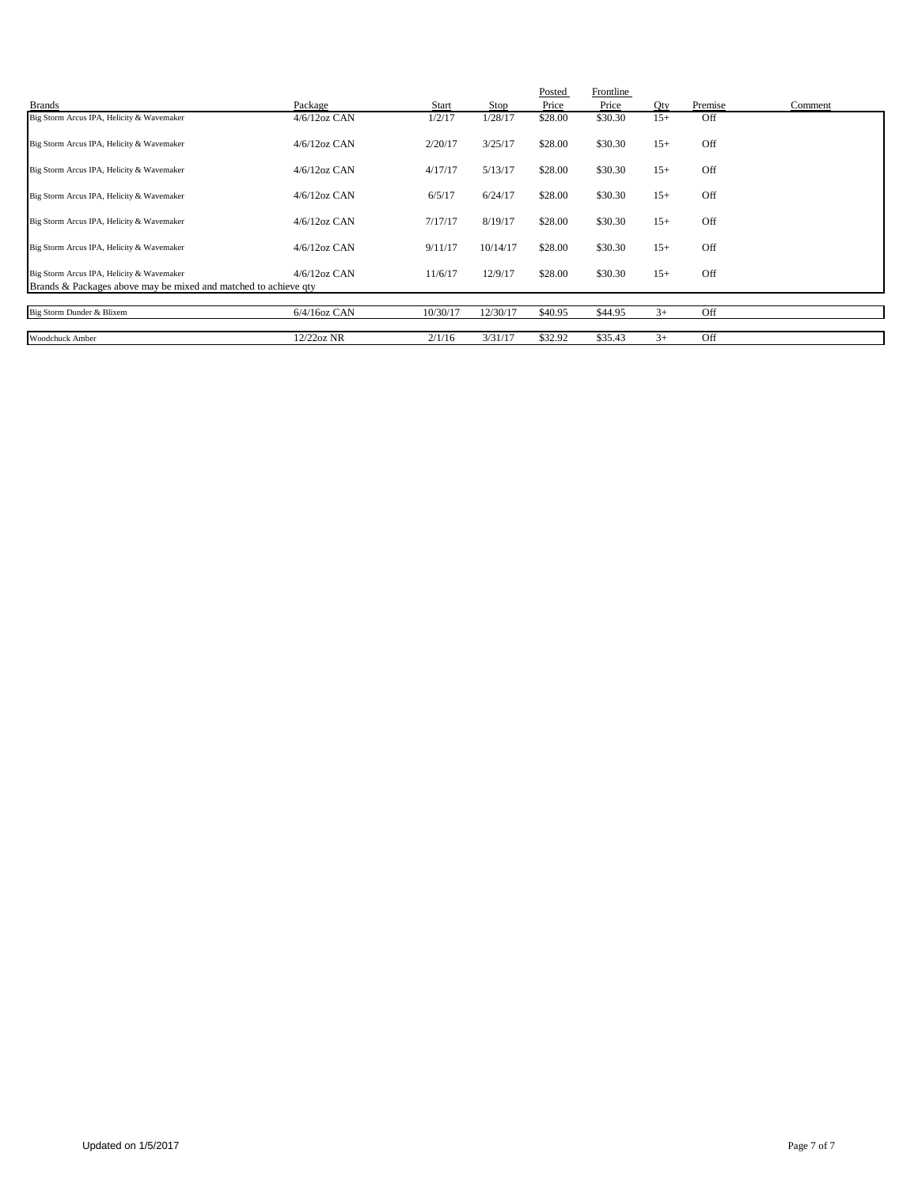| Brands | Package | Start | Stop | Posted Price | Frontline Price | Qty | Premise | Comment |
|---|---|---|---|---|---|---|---|---|
| Big Storm Arcus IPA, Helicity & Wavemaker | 4/6/12oz CAN | 1/2/17 | 1/28/17 | $28.00 | $30.30 | 15+ | Off | |
| Big Storm Arcus IPA, Helicity & Wavemaker | 4/6/12oz CAN | 2/20/17 | 3/25/17 | $28.00 | $30.30 | 15+ | Off | |
| Big Storm Arcus IPA, Helicity & Wavemaker | 4/6/12oz CAN | 4/17/17 | 5/13/17 | $28.00 | $30.30 | 15+ | Off | |
| Big Storm Arcus IPA, Helicity & Wavemaker | 4/6/12oz CAN | 6/5/17 | 6/24/17 | $28.00 | $30.30 | 15+ | Off | |
| Big Storm Arcus IPA, Helicity & Wavemaker | 4/6/12oz CAN | 7/17/17 | 8/19/17 | $28.00 | $30.30 | 15+ | Off | |
| Big Storm Arcus IPA, Helicity & Wavemaker | 4/6/12oz CAN | 9/11/17 | 10/14/17 | $28.00 | $30.30 | 15+ | Off | |
| Big Storm Arcus IPA, Helicity & Wavemaker | 4/6/12oz CAN | 11/6/17 | 12/9/17 | $28.00 | $30.30 | 15+ | Off | |
| Brands & Packages above may be mixed and matched to achieve qty | | | | | | | | |
| Big Storm Dunder & Blixem | 6/4/16oz CAN | 10/30/17 | 12/30/17 | $40.95 | $44.95 | 3+ | Off | |
| Woodchuck Amber | 12/22oz NR | 2/1/16 | 3/31/17 | $32.92 | $35.43 | 3+ | Off | |

Updated on 1/5/2017